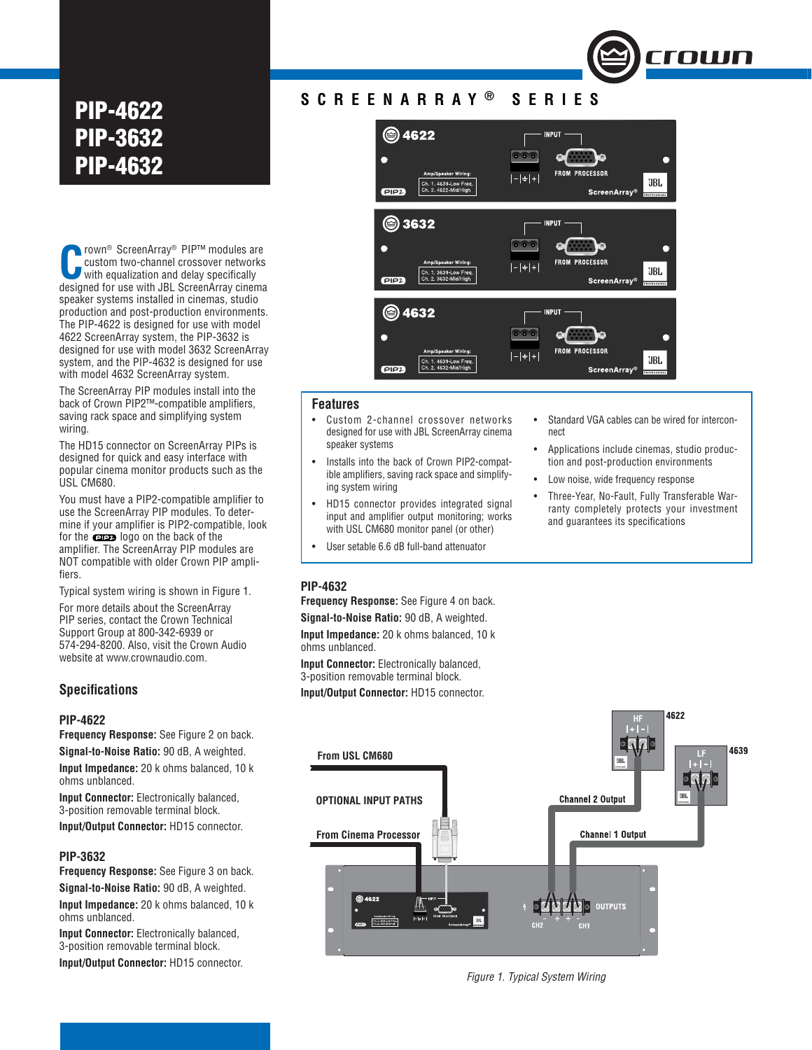# PIP-4622
# PIP-3632
# PIP-4632

## SCREENARRAY® SERIES

Crown® ScreenArray® PIP™ modules are custom two-channel crossover networks with equalization and delay specifically designed for use with JBL ScreenArray cinema speaker systems installed in cinemas, studio production and post-production environments. The PIP-4622 is designed for use with model 4622 ScreenArray system, the PIP-3632 is designed for use with model 3632 ScreenArray system, and the PIP-4632 is designed for use with model 4632 ScreenArray system.

The ScreenArray PIP modules install into the back of Crown PIP2™-compatible amplifiers, saving rack space and simplifying system wiring.

The HD15 connector on ScreenArray PIPs is designed for quick and easy interface with popular cinema monitor products such as the USL CM680.

You must have a PIP2-compatible amplifier to use the ScreenArray PIP modules. To determine if your amplifier is PIP2-compatible, look for the PIP2 logo on the back of the amplifier. The ScreenArray PIP modules are NOT compatible with older Crown PIP amplifiers.

Typical system wiring is shown in Figure 1.

For more details about the ScreenArray PIP series, contact the Crown Technical Support Group at 800-342-6939 or 574-294-8200. Also, visit the Crown Audio website at www.crownaudio.com.

## Features

- Custom 2-channel crossover networks designed for use with JBL ScreenArray cinema speaker systems
- Installs into the back of Crown PIP2-compatible amplifiers, saving rack space and simplifying system wiring
- HD15 connector provides integrated signal input and amplifier output monitoring; works with USL CM680 monitor panel (or other)
- User setable 6.6 dB full-band attenuator
- Standard VGA cables can be wired for interconnect
- Applications include cinemas, studio production and post-production environments
- Low noise, wide frequency response
- Three-Year, No-Fault, Fully Transferable Warranty completely protects your investment and guarantees its specifications

## Specifications

### PIP-4622

**Frequency Response:** See Figure 2 on back.

**Signal-to-Noise Ratio:** 90 dB, A weighted.

**Input Impedance:** 20 k ohms balanced, 10 k ohms unbalanced.

**Input Connector:** Electronically balanced, 3-position removable terminal block.

**Input/Output Connector:** HD15 connector.

### PIP-3632

**Frequency Response:** See Figure 3 on back.

**Signal-to-Noise Ratio:** 90 dB, A weighted.

**Input Impedance:** 20 k ohms balanced, 10 k ohms unbalanced.

**Input Connector:** Electronically balanced, 3-position removable terminal block.

**Input/Output Connector:** HD15 connector.

### PIP-4632

**Frequency Response:** See Figure 4 on back.

**Signal-to-Noise Ratio:** 90 dB, A weighted.

**Input Impedance:** 20 k ohms balanced, 10 k ohms unbalanced.

**Input Connector:** Electronically balanced, 3-position removable terminal block.

**Input/Output Connector:** HD15 connector.

*Figure 1. Typical System Wiring*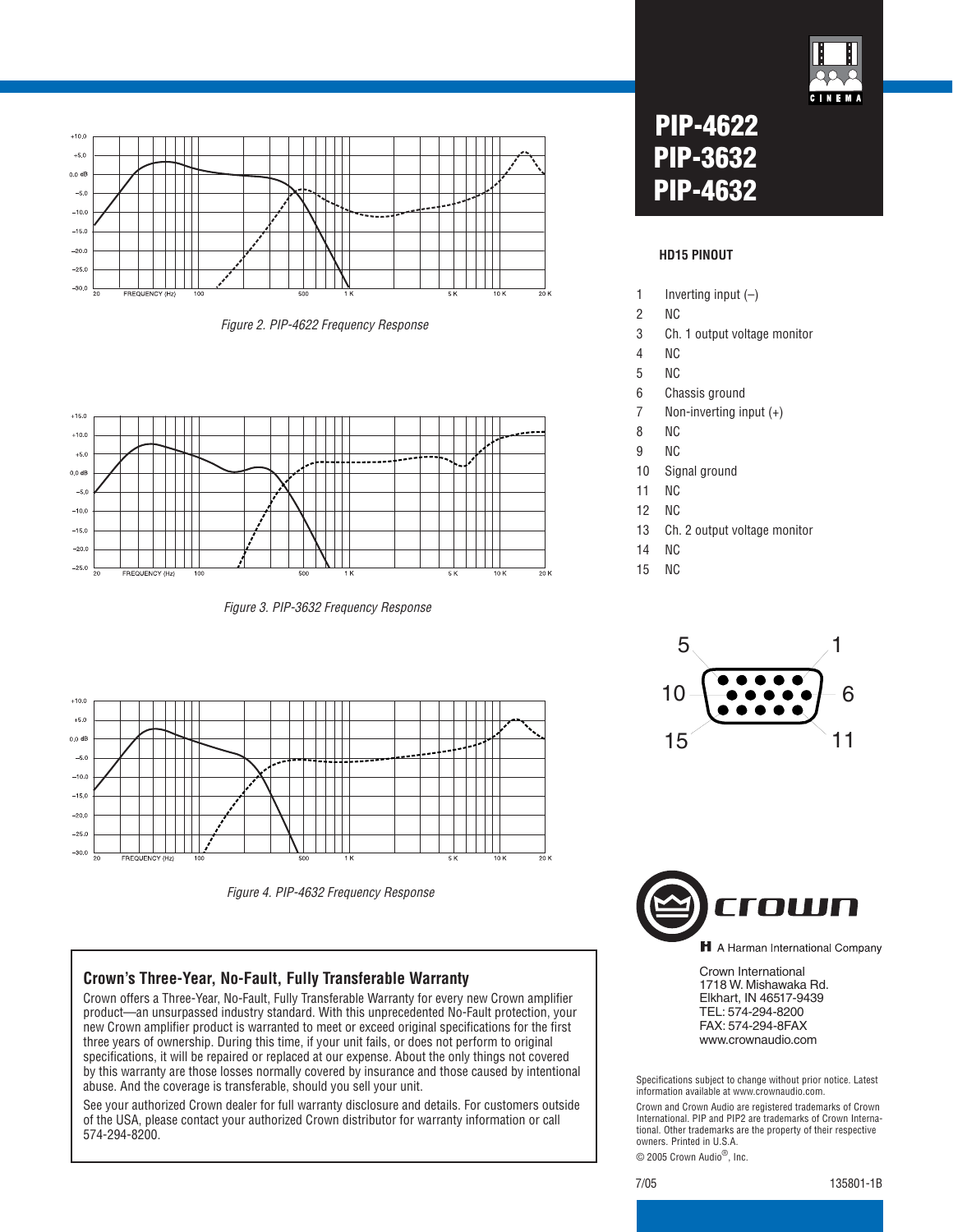+10.0
+5.0
0.0 dB
−5.0
−10.0
−15.0
−20.0
−25.0
−30.0
20
FREQUENCY (Hz)
100
500
1 K
5 K
10 K
20 K

*Figure 2. PIP-4622 Frequency Response*

+15.0
+10.0
+5.0
0.0 dB
−5.0
−10.0
−15.0
−20.0
−25.0
20
FREQUENCY (Hz)
100
500
1 K
5 K
10 K
20 K

*Figure 3. PIP-3632 Frequency Response*

+10.0
+5.0
0.0 dB
−5.0
−10.0
−15.0
−20.0
−25.0
−30.0
20
FREQUENCY (Hz)
100
500
1 K
5 K
10 K
20 K

*Figure 4. PIP-4632 Frequency Response*

## Crown's Three-Year, No-Fault, Fully Transferable Warranty

Crown offers a Three-Year, No-Fault, Fully Transferable Warranty for every new Crown amplifier product—an unsurpassed industry standard. With this unprecedented No-Fault protection, your new Crown amplifier product is warranted to meet or exceed original specifications for the first three years of ownership. During this time, if your unit fails, or does not perform to original specifications, it will be repaired or replaced at our expense. About the only things not covered by this warranty are those losses normally covered by insurance and those caused by intentional abuse. And the coverage is transferable, should you sell your unit.

See your authorized Crown dealer for full warranty disclosure and details. For customers outside of the USA, please contact your authorized Crown distributor for warranty information or call 574-294-8200.

CINEMA

# PIP-4622
# PIP-3632
# PIP-4632

### HD15 PINOUT

1 Inverting input (–)
2 NC
3 Ch. 1 output voltage monitor
4 NC
5 NC
6 Chassis ground
7 Non-inverting input (+)
8 NC
9 NC
10 Signal ground
11 NC
12 NC
13 Ch. 2 output voltage monitor
14 NC
15 NC

5 1
10 6
15 11

crown

A Harman International Company

Crown International
1718 W. Mishawaka Rd.
Elkhart, IN 46517-9439
TEL: 574-294-8200
FAX: 574-294-8FAX
www.crownaudio.com

Specifications subject to change without prior notice. Latest information available at www.crownaudio.com.

Crown and Crown Audio are registered trademarks of Crown International. PIP and PIP2 are trademarks of Crown International. Other trademarks are the property of their respective owners. Printed in U.S.A.

© 2005 Crown Audio®, Inc.

7/05 135801-1B